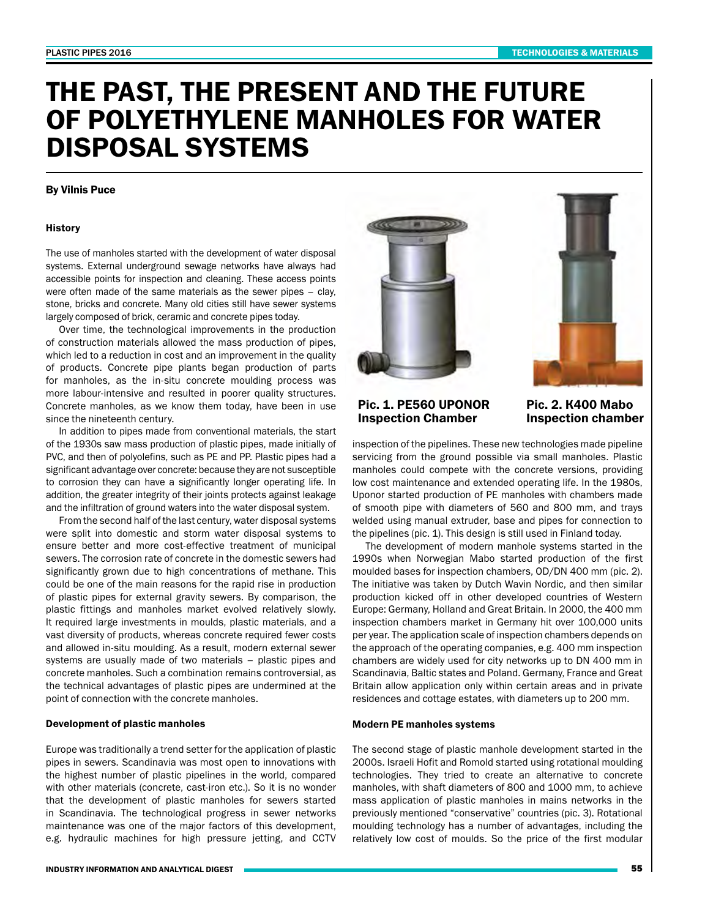# THE PAST, THE PRESENT AND THE FUTURE OF POLYETHYLENE MANHOLES FOR WATER DISPOSAL SYSTEMS

**By Vilnis Puce**

### History

The use of manholes started with the development of water disposal systems. External underground sewage networks have always had accessible points for inspection and cleaning. These access points were often made of the same materials as the sewer pipes – clay, stone, bricks and concrete. Many old cities still have sewer systems largely composed of brick, ceramic and concrete pipes today.

Over time, the technological improvements in the production of construction materials allowed the mass production of pipes, which led to a reduction in cost and an improvement in the quality of products. Concrete pipe plants began production of parts for manholes, as the in-situ concrete moulding process was more labour-intensive and resulted in poorer quality structures. Concrete manholes, as we know them today, have been in use since the nineteenth century.

In addition to pipes made from conventional materials, the start of the 1930s saw mass production of plastic pipes, made initially of PVC, and then of polyolefins, such as PE and PP. Plastic pipes had a significant advantage over concrete: because they are not susceptible to corrosion they can have a significantly longer operating life. In addition, the greater integrity of their joints protects against leakage and the infiltration of ground waters into the water disposal system.

From the second half of the last century, water disposal systems were split into domestic and storm water disposal systems to ensure better and more cost-effective treatment of municipal sewers. The corrosion rate of concrete in the domestic sewers had significantly grown due to high concentrations of methane. This could be one of the main reasons for the rapid rise in production of plastic pipes for external gravity sewers. By comparison, the plastic fittings and manholes market evolved relatively slowly. It required large investments in moulds, plastic materials, and a vast diversity of products, whereas concrete required fewer costs and allowed in-situ moulding. As a result, modern external sewer systems are usually made of two materials – plastic pipes and concrete manholes. Such a combination remains controversial, as the technical advantages of plastic pipes are undermined at the point of connection with the concrete manholes.

### Development of plastic manholes

Europe was traditionally a trend setter for the application of plastic pipes in sewers. Scandinavia was most open to innovations with the highest number of plastic pipelines in the world, compared with other materials (concrete, cast-iron etc.). So it is no wonder that the development of plastic manholes for sewers started in Scandinavia. The technological progress in sewer networks maintenance was one of the major factors of this development, e.g. hydraulic machines for high pressure jetting, and CCTV inspection of the pipelines. These new technologies made pipeline servicing from the ground possible via small manholes. Plastic manholes could compete with the concrete versions, providing low cost maintenance and extended operating life. In the 1980s, Uponor started production of PE manholes with chambers made of smooth pipe with diameters of 560 and 800 mm, and trays welded using manual extruder, base and pipes for connection to the pipelines (pic. 1). This design is still used in Finland today.

**Pic. 1. PE560 UPONOR Inspection Chamber**

**Pic. 2. K400 Mabo Inspection chamber**

The development of modern manhole systems started in the 1990s when Norwegian Mabo started production of the first moulded bases for inspection chambers, OD/DN 400 mm (pic. 2). The initiative was taken by Dutch Wavin Nordic, and then similar production kicked off in other developed countries of Western Europe: Germany, Holland and Great Britain. In 2000, the 400 mm inspection chambers market in Germany hit over 100,000 units per year. The application scale of inspection chambers depends on the approach of the operating companies, e.g. 400 mm inspection chambers are widely used for city networks up to DN 400 mm in Scandinavia, Baltic states and Poland. Germany, France and Great Britain allow application only within certain areas and in private residences and cottage estates, with diameters up to 200 mm.

### Modern PE manholes systems

The second stage of plastic manhole development started in the 2000s. Israeli Hofit and Romold started using rotational moulding technologies. They tried to create an alternative to concrete manholes, with shaft diameters of 800 and 1000 mm, to achieve mass application of plastic manholes in mains networks in the previously mentioned "conservative" countries (pic. 3). Rotational moulding technology has a number of advantages, including the relatively low cost of moulds. So the price of the first modular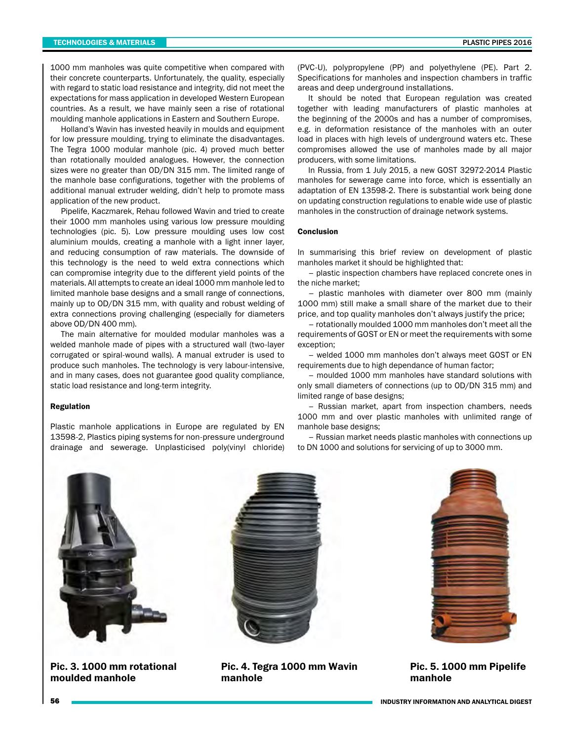1000 mm manholes was quite competitive when compared with their concrete counterparts. Unfortunately, the quality, especially with regard to static load resistance and integrity, did not meet the expectations for mass application in developed Western European countries. As a result, we have mainly seen a rise of rotational moulding manhole applications in Eastern and Southern Europe.

Holland's Wavin has invested heavily in moulds and equipment for low pressure moulding, trying to eliminate the disadvantages. The Tegra 1000 modular manhole (pic. 4) proved much better than rotationally moulded analogues. However, the connection sizes were no greater than OD/DN 315 mm. The limited range of the manhole base configurations, together with the problems of additional manual extruder welding, didn't help to promote mass application of the new product.

Pipelife, Kaczmarek, Rehau followed Wavin and tried to create their 1000 mm manholes using various low pressure moulding technologies (pic. 5). Low pressure moulding uses low cost aluminium moulds, creating a manhole with a light inner layer, and reducing consumption of raw materials. The downside of this technology is the need to weld extra connections which can compromise integrity due to the different yield points of the materials. All attempts to create an ideal 1000 mm manhole led to limited manhole base designs and a small range of connections, mainly up to OD/DN 315 mm, with quality and robust welding of extra connections proving challenging (especially for diameters above OD/DN 400 mm).

The main alternative for moulded modular manholes was a welded manhole made of pipes with a structured wall (two-layer corrugated or spiral-wound walls). A manual extruder is used to produce such manholes. The technology is very labour-intensive, and in many cases, does not guarantee good quality compliance, static load resistance and long-term integrity.

#### Regulation

Plastic manhole applications in Europe are regulated by EN 13598-2, Plastics piping systems for non-pressure underground drainage and sewerage. Unplasticised poly(vinyl chloride) (PVC-U), polypropylene (PP) and polyethylene (PE). Part 2. Specifications for manholes and inspection chambers in traffic areas and deep underground installations.

It should be noted that European regulation was created together with leading manufacturers of plastic manholes at the beginning of the 2000s and has a number of compromises, e.g. in deformation resistance of the manholes with an outer load in places with high levels of underground waters etc. These compromises allowed the use of manholes made by all major producers, with some limitations.

In Russia, from 1 July 2015, a new GOST 32972-2014 Plastic manholes for sewerage came into force, which is essentially an adaptation of EN 13598-2. There is substantial work being done on updating construction regulations to enable wide use of plastic manholes in the construction of drainage network systems.

#### Conclusion

In summarising this brief review on development of plastic manholes market it should be highlighted that:

– plastic inspection chambers have replaced concrete ones in the niche market;

– plastic manholes with diameter over 800 mm (mainly 1000 mm) still make a small share of the market due to their price, and top quality manholes don't always justify the price;

– rotationally moulded 1000 mm manholes don't meet all the requirements of GOST or EN or meet the requirements with some exception;

– welded 1000 mm manholes don't always meet GOST or EN requirements due to high dependance of human factor;

– moulded 1000 mm manholes have standard solutions with only small diameters of connections (up to OD/DN 315 mm) and limited range of base designs;

– Russian market, apart from inspection chambers, needs 1000 mm and over plastic manholes with unlimited range of manhole base designs;

– Russian market needs plastic manholes with connections up to DN 1000 and solutions for servicing of up to 3000 mm.

**Pic. 3. 1000 mm rotational moulded manhole**

**Pic. 4. Tegra 1000 mm Wavin manhole**

**Pic. 5. 1000 mm Pipelife manhole**